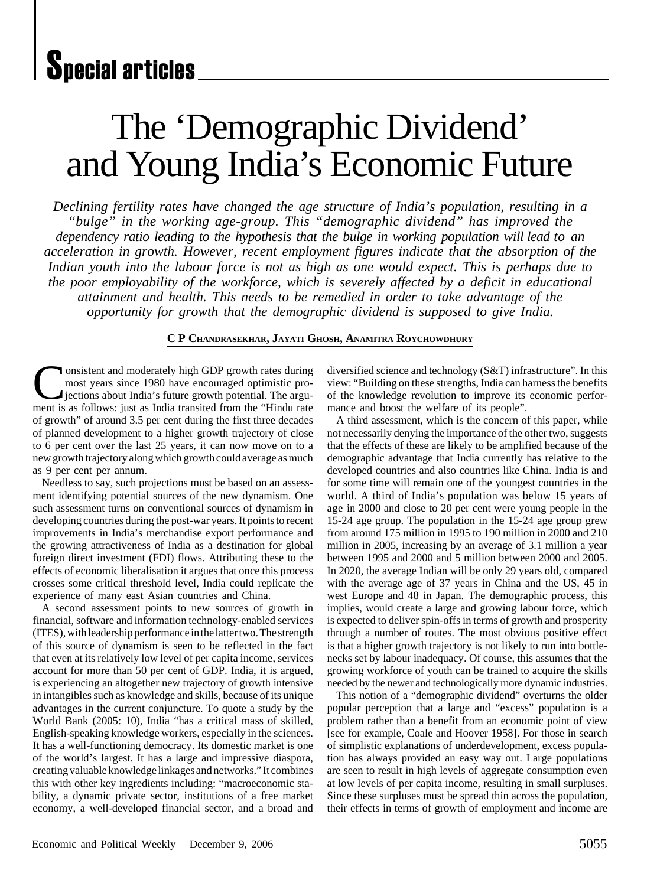# Special articles

# The 'Demographic Dividend' and Young India's Economic Future

*Declining fertility rates have changed the age structure of India's population, resulting in a "bulge" in the working age-group. This "demographic dividend" has improved the dependency ratio leading to the hypothesis that the bulge in working population will lead to an acceleration in growth. However, recent employment figures indicate that the absorption of the Indian youth into the labour force is not as high as one would expect. This is perhaps due to the poor employability of the workforce, which is severely affected by a deficit in educational attainment and health. This needs to be remedied in order to take advantage of the opportunity for growth that the demographic dividend is supposed to give India.*

**C P CHANDRASEKHAR, JAYATI GHOSH, ANAMITRA ROYCHOWDHURY**

Consistent and moderately high GDP growth rates during most years since 1980 have encouraged optimistic projections about India's future growth potential. The argument is as follows: just as India transited from the "Hindu rate of growth" of around 3.5 per cent during the first three decades of planned development to a higher growth trajectory of close to 6 per cent over the last 25 years, it can now move on to a new growth trajectory along which growth could average as much as 9 per cent per annum.

Needless to say, such projections must be based on an assessment identifying potential sources of the new dynamism. One such assessment turns on conventional sources of dynamism in developing countries during the post-war years. It points to recent improvements in India's merchandise export performance and the growing attractiveness of India as a destination for global foreign direct investment (FDI) flows. Attributing these to the effects of economic liberalisation it argues that once this process crosses some critical threshold level, India could replicate the experience of many east Asian countries and China.

A second assessment points to new sources of growth in financial, software and information technology-enabled services (ITES), with leadership performance in the latter two. The strength of this source of dynamism is seen to be reflected in the fact that even at its relatively low level of per capita income, services account for more than 50 per cent of GDP. India, it is argued, is experiencing an altogether new trajectory of growth intensive in intangibles such as knowledge and skills, because of its unique advantages in the current conjuncture. To quote a study by the World Bank (2005: 10), India "has a critical mass of skilled, English-speaking knowledge workers, especially in the sciences. It has a well-functioning democracy. Its domestic market is one of the world's largest. It has a large and impressive diaspora, creating valuable knowledge linkages and networks." It combines this with other key ingredients including: "macroeconomic stability, a dynamic private sector, institutions of a free market economy, a well-developed financial sector, and a broad and diversified science and technology (S&T) infrastructure". In this view: "Building on these strengths, India can harness the benefits of the knowledge revolution to improve its economic performance and boost the welfare of its people".

A third assessment, which is the concern of this paper, while not necessarily denying the importance of the other two, suggests that the effects of these are likely to be amplified because of the demographic advantage that India currently has relative to the developed countries and also countries like China. India is and for some time will remain one of the youngest countries in the world. A third of India's population was below 15 years of age in 2000 and close to 20 per cent were young people in the 15-24 age group. The population in the 15-24 age group grew from around 175 million in 1995 to 190 million in 2000 and 210 million in 2005, increasing by an average of 3.1 million a year between 1995 and 2000 and 5 million between 2000 and 2005. In 2020, the average Indian will be only 29 years old, compared with the average age of 37 years in China and the US, 45 in west Europe and 48 in Japan. The demographic process, this implies, would create a large and growing labour force, which is expected to deliver spin-offs in terms of growth and prosperity through a number of routes. The most obvious positive effect is that a higher growth trajectory is not likely to run into bottlenecks set by labour inadequacy. Of course, this assumes that the growing workforce of youth can be trained to acquire the skills needed by the newer and technologically more dynamic industries.

This notion of a "demographic dividend" overturns the older popular perception that a large and "excess" population is a problem rather than a benefit from an economic point of view [see for example, Coale and Hoover 1958]. For those in search of simplistic explanations of underdevelopment, excess population has always provided an easy way out. Large populations are seen to result in high levels of aggregate consumption even at low levels of per capita income, resulting in small surpluses. Since these surpluses must be spread thin across the population, their effects in terms of growth of employment and income are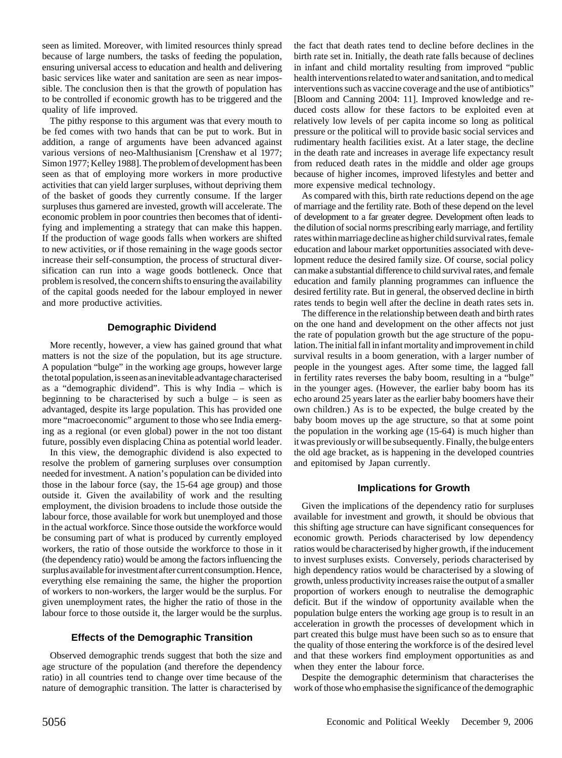seen as limited. Moreover, with limited resources thinly spread because of large numbers, the tasks of feeding the population, ensuring universal access to education and health and delivering basic services like water and sanitation are seen as near impossible. The conclusion then is that the growth of population has to be controlled if economic growth has to be triggered and the quality of life improved.

The pithy response to this argument was that every mouth to be fed comes with two hands that can be put to work. But in addition, a range of arguments have been advanced against various versions of neo-Malthusianism [Crenshaw et al 1977; Simon 1977; Kelley 1988]. The problem of development has been seen as that of employing more workers in more productive activities that can yield larger surpluses, without depriving them of the basket of goods they currently consume. If the larger surpluses thus garnered are invested, growth will accelerate. The economic problem in poor countries then becomes that of identifying and implementing a strategy that can make this happen. If the production of wage goods falls when workers are shifted to new activities, or if those remaining in the wage goods sector increase their self-consumption, the process of structural diversification can run into a wage goods bottleneck. Once that problem is resolved, the concern shifts to ensuring the availability of the capital goods needed for the labour employed in newer and more productive activities.

## Demographic Dividend

More recently, however, a view has gained ground that what matters is not the size of the population, but its age structure. A population "bulge" in the working age groups, however large the total population, is seen as an inevitable advantage characterised as a "demographic dividend". This is why India – which is beginning to be characterised by such a bulge – is seen as advantaged, despite its large population. This has provided one more "macroeconomic" argument to those who see India emerging as a regional (or even global) power in the not too distant future, possibly even displacing China as potential world leader.

In this view, the demographic dividend is also expected to resolve the problem of garnering surpluses over consumption needed for investment. A nation's population can be divided into those in the labour force (say, the 15-64 age group) and those outside it. Given the availability of work and the resulting employment, the division broadens to include those outside the labour force, those available for work but unemployed and those in the actual workforce. Since those outside the workforce would be consuming part of what is produced by currently employed workers, the ratio of those outside the workforce to those in it (the dependency ratio) would be among the factors influencing the surplus available for investment after current consumption. Hence, everything else remaining the same, the higher the proportion of workers to non-workers, the larger would be the surplus. For given unemployment rates, the higher the ratio of those in the labour force to those outside it, the larger would be the surplus.

## Effects of the Demographic Transition

Observed demographic trends suggest that both the size and age structure of the population (and therefore the dependency ratio) in all countries tend to change over time because of the nature of demographic transition. The latter is characterised by the fact that death rates tend to decline before declines in the birth rate set in. Initially, the death rate falls because of declines in infant and child mortality resulting from improved "public health interventions related to water and sanitation, and to medical interventions such as vaccine coverage and the use of antibiotics" [Bloom and Canning 2004: 11]. Improved knowledge and reduced costs allow for these factors to be exploited even at relatively low levels of per capita income so long as political pressure or the political will to provide basic social services and rudimentary health facilities exist. At a later stage, the decline in the death rate and increases in average life expectancy result from reduced death rates in the middle and older age groups because of higher incomes, improved lifestyles and better and more expensive medical technology.

As compared with this, birth rate reductions depend on the age of marriage and the fertility rate. Both of these depend on the level of development to a far greater degree. Development often leads to the dilution of social norms prescribing early marriage, and fertility rates within marriage decline as higher child survival rates, female education and labour market opportunities associated with development reduce the desired family size. Of course, social policy can make a substantial difference to child survival rates, and female education and family planning programmes can influence the desired fertility rate. But in general, the observed decline in birth rates tends to begin well after the decline in death rates sets in.

The difference in the relationship between death and birth rates on the one hand and development on the other affects not just the rate of population growth but the age structure of the population. The initial fall in infant mortality and improvement in child survival results in a boom generation, with a larger number of people in the youngest ages. After some time, the lagged fall in fertility rates reverses the baby boom, resulting in a "bulge" in the younger ages. (However, the earlier baby boom has its echo around 25 years later as the earlier baby boomers have their own children.) As is to be expected, the bulge created by the baby boom moves up the age structure, so that at some point the population in the working age (15-64) is much higher than it was previously or will be subsequently. Finally, the bulge enters the old age bracket, as is happening in the developed countries and epitomised by Japan currently.

## Implications for Growth

Given the implications of the dependency ratio for surpluses available for investment and growth, it should be obvious that this shifting age structure can have significant consequences for economic growth. Periods characterised by low dependency ratios would be characterised by higher growth, if the inducement to invest surpluses exists. Conversely, periods characterised by high dependency ratios would be characterised by a slowing of growth, unless productivity increases raise the output of a smaller proportion of workers enough to neutralise the demographic deficit. But if the window of opportunity available when the population bulge enters the working age group is to result in an acceleration in growth the processes of development which in part created this bulge must have been such so as to ensure that the quality of those entering the workforce is of the desired level and that these workers find employment opportunities as and when they enter the labour force.

Despite the demographic determinism that characterises the work of those who emphasise the significance of the demographic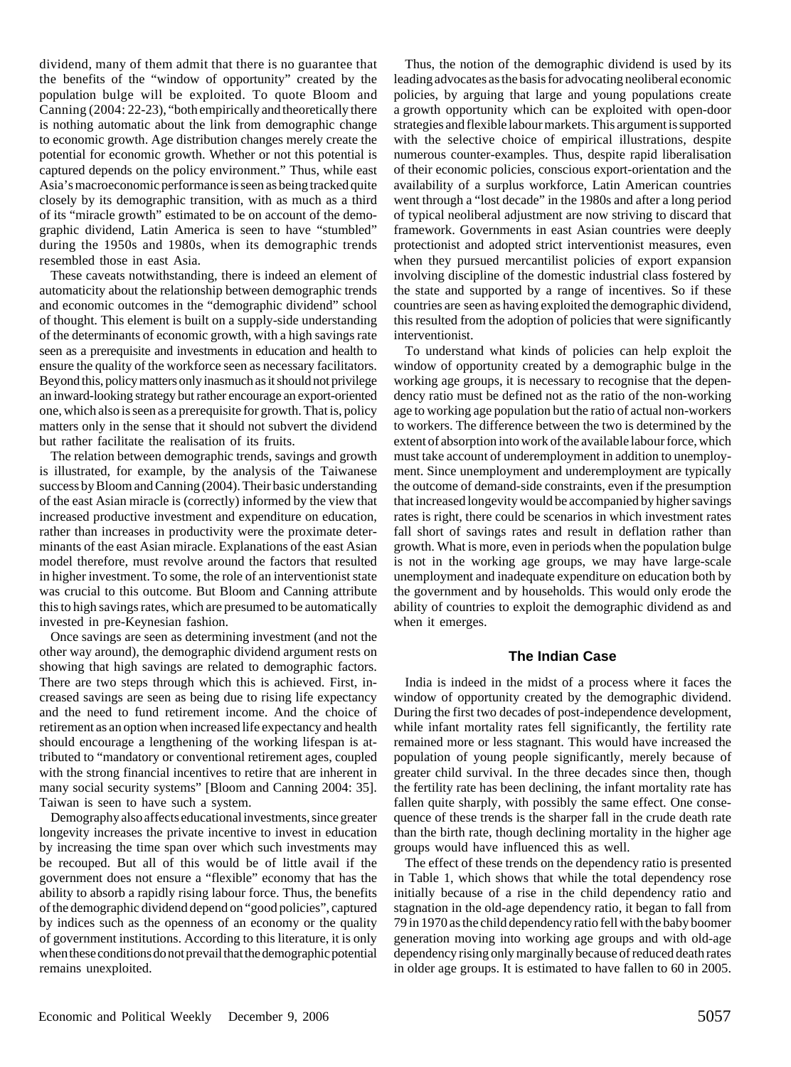dividend, many of them admit that there is no guarantee that the benefits of the "window of opportunity" created by the population bulge will be exploited. To quote Bloom and Canning (2004: 22-23), "both empirically and theoretically there is nothing automatic about the link from demographic change to economic growth. Age distribution changes merely create the potential for economic growth. Whether or not this potential is captured depends on the policy environment." Thus, while east Asia's macroeconomic performance is seen as being tracked quite closely by its demographic transition, with as much as a third of its "miracle growth" estimated to be on account of the demographic dividend, Latin America is seen to have "stumbled" during the 1950s and 1980s, when its demographic trends resembled those in east Asia.

These caveats notwithstanding, there is indeed an element of automaticity about the relationship between demographic trends and economic outcomes in the "demographic dividend" school of thought. This element is built on a supply-side understanding of the determinants of economic growth, with a high savings rate seen as a prerequisite and investments in education and health to ensure the quality of the workforce seen as necessary facilitators. Beyond this, policy matters only inasmuch as it should not privilege an inward-looking strategy but rather encourage an export-oriented one, which also is seen as a prerequisite for growth. That is, policy matters only in the sense that it should not subvert the dividend but rather facilitate the realisation of its fruits.

The relation between demographic trends, savings and growth is illustrated, for example, by the analysis of the Taiwanese success by Bloom and Canning (2004). Their basic understanding of the east Asian miracle is (correctly) informed by the view that increased productive investment and expenditure on education, rather than increases in productivity were the proximate determinants of the east Asian miracle. Explanations of the east Asian model therefore, must revolve around the factors that resulted in higher investment. To some, the role of an interventionist state was crucial to this outcome. But Bloom and Canning attribute this to high savings rates, which are presumed to be automatically invested in pre-Keynesian fashion.

Once savings are seen as determining investment (and not the other way around), the demographic dividend argument rests on showing that high savings are related to demographic factors. There are two steps through which this is achieved. First, increased savings are seen as being due to rising life expectancy and the need to fund retirement income. And the choice of retirement as an option when increased life expectancy and health should encourage a lengthening of the working lifespan is attributed to "mandatory or conventional retirement ages, coupled with the strong financial incentives to retire that are inherent in many social security systems" [Bloom and Canning 2004: 35]. Taiwan is seen to have such a system.

Demography also affects educational investments, since greater longevity increases the private incentive to invest in education by increasing the time span over which such investments may be recouped. But all of this would be of little avail if the government does not ensure a "flexible" economy that has the ability to absorb a rapidly rising labour force. Thus, the benefits of the demographic dividend depend on "good policies", captured by indices such as the openness of an economy or the quality of government institutions. According to this literature, it is only when these conditions do not prevail that the demographic potential remains unexploited.

Thus, the notion of the demographic dividend is used by its leading advocates as the basis for advocating neoliberal economic policies, by arguing that large and young populations create a growth opportunity which can be exploited with open-door strategies and flexible labour markets. This argument is supported with the selective choice of empirical illustrations, despite numerous counter-examples. Thus, despite rapid liberalisation of their economic policies, conscious export-orientation and the availability of a surplus workforce, Latin American countries went through a "lost decade" in the 1980s and after a long period of typical neoliberal adjustment are now striving to discard that framework. Governments in east Asian countries were deeply protectionist and adopted strict interventionist measures, even when they pursued mercantilist policies of export expansion involving discipline of the domestic industrial class fostered by the state and supported by a range of incentives. So if these countries are seen as having exploited the demographic dividend, this resulted from the adoption of policies that were significantly interventionist.

To understand what kinds of policies can help exploit the window of opportunity created by a demographic bulge in the working age groups, it is necessary to recognise that the dependency ratio must be defined not as the ratio of the non-working age to working age population but the ratio of actual non-workers to workers. The difference between the two is determined by the extent of absorption into work of the available labour force, which must take account of underemployment in addition to unemployment. Since unemployment and underemployment are typically the outcome of demand-side constraints, even if the presumption that increased longevity would be accompanied by higher savings rates is right, there could be scenarios in which investment rates fall short of savings rates and result in deflation rather than growth. What is more, even in periods when the population bulge is not in the working age groups, we may have large-scale unemployment and inadequate expenditure on education both by the government and by households. This would only erode the ability of countries to exploit the demographic dividend as and when it emerges.

## The Indian Case

India is indeed in the midst of a process where it faces the window of opportunity created by the demographic dividend. During the first two decades of post-independence development, while infant mortality rates fell significantly, the fertility rate remained more or less stagnant. This would have increased the population of young people significantly, merely because of greater child survival. In the three decades since then, though the fertility rate has been declining, the infant mortality rate has fallen quite sharply, with possibly the same effect. One consequence of these trends is the sharper fall in the crude death rate than the birth rate, though declining mortality in the higher age groups would have influenced this as well.

The effect of these trends on the dependency ratio is presented in Table 1, which shows that while the total dependency rose initially because of a rise in the child dependency ratio and stagnation in the old-age dependency ratio, it began to fall from 79 in 1970 as the child dependency ratio fell with the baby boomer generation moving into working age groups and with old-age dependency rising only marginally because of reduced death rates in older age groups. It is estimated to have fallen to 60 in 2005.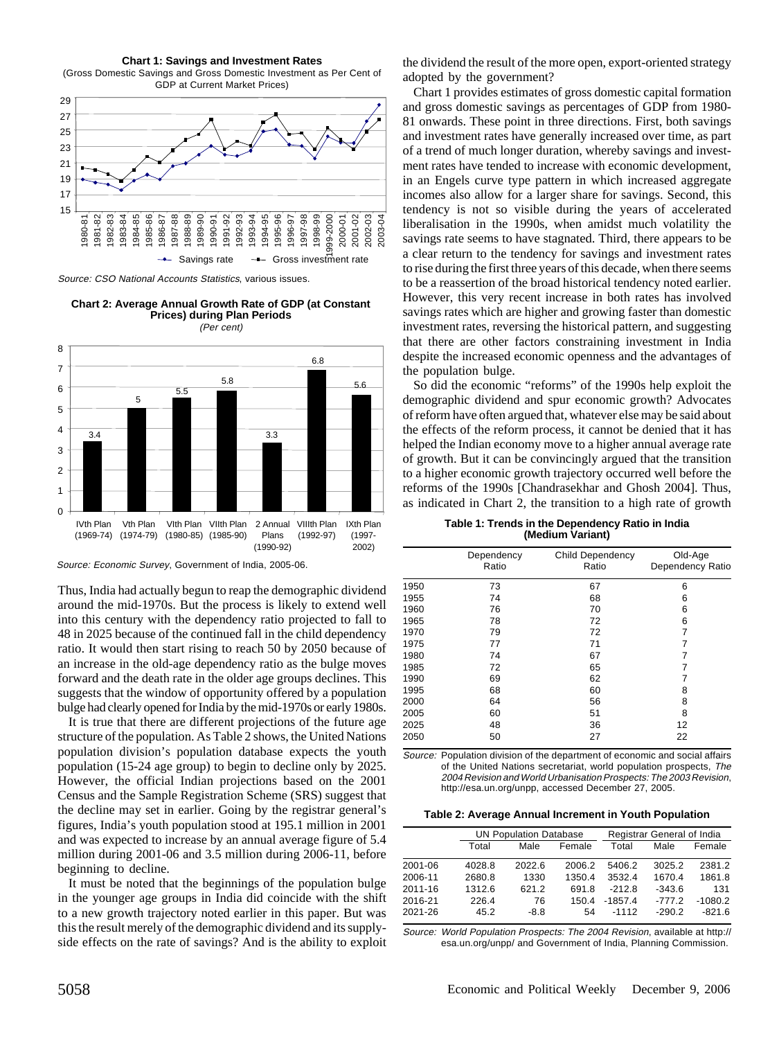**Chart 1: Savings and Investment Rates**

(Gross Domestic Savings and Gross Domestic Investment as Per Cent of GDP at Current Market Prices)

*Source: CSO National Accounts Statistics*, various issues.

**Chart 2: Average Annual Growth Rate of GDP (at Constant Prices) during Plan Periods**

*(Per cent)*

*Source: Economic Survey*, Government of India, 2005-06.

Thus, India had actually begun to reap the demographic dividend around the mid-1970s. But the process is likely to extend well into this century with the dependency ratio projected to fall to 48 in 2025 because of the continued fall in the child dependency ratio. It would then start rising to reach 50 by 2050 because of an increase in the old-age dependency ratio as the bulge moves forward and the death rate in the older age groups declines. This suggests that the window of opportunity offered by a population bulge had clearly opened for India by the mid-1970s or early 1980s.

It is true that there are different projections of the future age structure of the population. As Table 2 shows, the United Nations population division's population database expects the youth population (15-24 age group) to begin to decline only by 2025. However, the official Indian projections based on the 2001 Census and the Sample Registration Scheme (SRS) suggest that the decline may set in earlier. Going by the registrar general's figures, India's youth population stood at 195.1 million in 2001 and was expected to increase by an annual average figure of 5.4 million during 2001-06 and 3.5 million during 2006-11, before beginning to decline.

It must be noted that the beginnings of the population bulge in the younger age groups in India did coincide with the shift to a new growth trajectory noted earlier in this paper. But was this the result merely of the demographic dividend and its supply-side effects on the rate of savings? And is the ability to exploit the dividend the result of the more open, export-oriented strategy adopted by the government?

Chart 1 provides estimates of gross domestic capital formation and gross domestic savings as percentages of GDP from 1980-81 onwards. These point in three directions. First, both savings and investment rates have generally increased over time, as part of a trend of much longer duration, whereby savings and investment rates have tended to increase with economic development, in an Engels curve type pattern in which increased aggregate incomes also allow for a larger share for savings. Second, this tendency is not so visible during the years of accelerated liberalisation in the 1990s, when amidst much volatility the savings rate seems to have stagnated. Third, there appears to be a clear return to the tendency for savings and investment rates to rise during the first three years of this decade, when there seems to be a reassertion of the broad historical tendency noted earlier. However, this very recent increase in both rates has involved savings rates which are higher and growing faster than domestic investment rates, reversing the historical pattern, and suggesting that there are other factors constraining investment in India despite the increased economic openness and the advantages of the population bulge.

So did the economic "reforms" of the 1990s help exploit the demographic dividend and spur economic growth? Advocates of reform have often argued that, whatever else may be said about the effects of the reform process, it cannot be denied that it has helped the Indian economy move to a higher annual average rate of growth. But it can be convincingly argued that the transition to a higher economic growth trajectory occurred well before the reforms of the 1990s [Chandrasekhar and Ghosh 2004]. Thus, as indicated in Chart 2, the transition to a high rate of growth

**Table 1: Trends in the Dependency Ratio in India (Medium Variant)**

| | Dependency Ratio | Child Dependency Ratio | Old-Age Dependency Ratio |
|---|---|---|---|
| 1950 | 73 | 67 | 6 |
| 1955 | 74 | 68 | 6 |
| 1960 | 76 | 70 | 6 |
| 1965 | 78 | 72 | 6 |
| 1970 | 79 | 72 | 7 |
| 1975 | 77 | 71 | 7 |
| 1980 | 74 | 67 | 7 |
| 1985 | 72 | 65 | 7 |
| 1990 | 69 | 62 | 7 |
| 1995 | 68 | 60 | 8 |
| 2000 | 64 | 56 | 8 |
| 2005 | 60 | 51 | 8 |
| 2025 | 48 | 36 | 12 |
| 2050 | 50 | 27 | 22 |

*Source:* Population division of the department of economic and social affairs of the United Nations secretariat, world population prospects, *The 2004 Revision and World Urbanisation Prospects: The 2003 Revision*, http://esa.un.org/unpp, accessed December 27, 2005.

**Table 2: Average Annual Increment in Youth Population**

| | UN Population Database | | | Registrar General of India | | |
|---|---|---|---|---|---|---|
| | Total | Male | Female | Total | Male | Female |
| 2001-06 | 4028.8 | 2022.6 | 2006.2 | 5406.2 | 3025.2 | 2381.2 |
| 2006-11 | 2680.8 | 1330 | 1350.4 | 3532.4 | 1670.4 | 1861.8 |
| 2011-16 | 1312.6 | 621.2 | 691.8 | -212.8 | -343.6 | 131 |
| 2016-21 | 226.4 | 76 | 150.4 | -1857.4 | -777.2 | -1080.2 |
| 2021-26 | 45.2 | -8.8 | 54 | -1112 | -290.2 | -821.6 |

*Source: World Population Prospects: The 2004 Revision*, available at http://esa.un.org/unpp/ and Government of India, Planning Commission.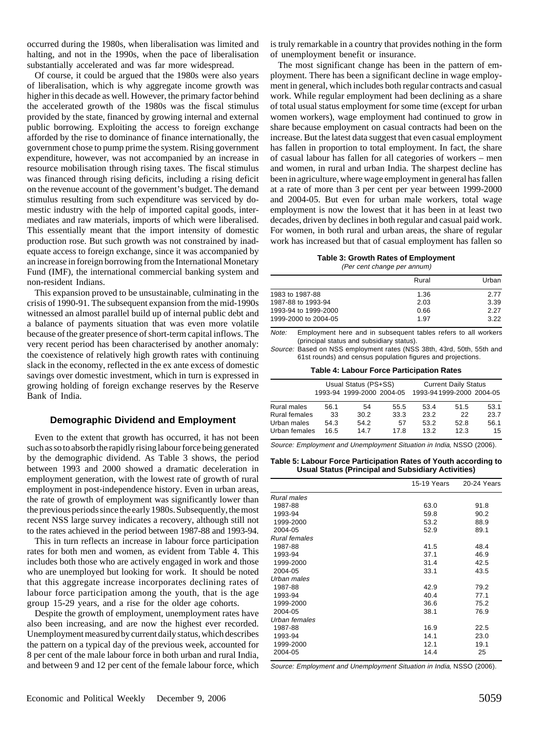occurred during the 1980s, when liberalisation was limited and halting, and not in the 1990s, when the pace of liberalisation substantially accelerated and was far more widespread.

Of course, it could be argued that the 1980s were also years of liberalisation, which is why aggregate income growth was higher in this decade as well. However, the primary factor behind the accelerated growth of the 1980s was the fiscal stimulus provided by the state, financed by growing internal and external public borrowing. Exploiting the access to foreign exchange afforded by the rise to dominance of finance internationally, the government chose to pump prime the system. Rising government expenditure, however, was not accompanied by an increase in resource mobilisation through rising taxes. The fiscal stimulus was financed through rising deficits, including a rising deficit on the revenue account of the government's budget. The demand stimulus resulting from such expenditure was serviced by domestic industry with the help of imported capital goods, intermediates and raw materials, imports of which were liberalised. This essentially meant that the import intensity of domestic production rose. But such growth was not constrained by inadequate access to foreign exchange, since it was accompanied by an increase in foreign borrowing from the International Monetary Fund (IMF), the international commercial banking system and non-resident Indians.

This expansion proved to be unsustainable, culminating in the crisis of 1990-91. The subsequent expansion from the mid-1990s witnessed an almost parallel build up of internal public debt and a balance of payments situation that was even more volatile because of the greater presence of short-term capital inflows. The very recent period has been characterised by another anomaly: the coexistence of relatively high growth rates with continuing slack in the economy, reflected in the ex ante excess of domestic savings over domestic investment, which in turn is expressed in growing holding of foreign exchange reserves by the Reserve Bank of India.

## Demographic Dividend and Employment

Even to the extent that growth has occurred, it has not been such as so to absorb the rapidly rising labour force being generated by the demographic dividend. As Table 3 shows, the period between 1993 and 2000 showed a dramatic deceleration in employment generation, with the lowest rate of growth of rural employment in post-independence history. Even in urban areas, the rate of growth of employment was significantly lower than the previous periods since the early 1980s. Subsequently, the most recent NSS large survey indicates a recovery, although still not to the rates achieved in the period between 1987-88 and 1993-94.

This in turn reflects an increase in labour force participation rates for both men and women, as evident from Table 4. This includes both those who are actively engaged in work and those who are unemployed but looking for work. It should be noted that this aggregate increase incorporates declining rates of labour force participation among the youth, that is the age group 15-29 years, and a rise for the older age cohorts.

Despite the growth of employment, unemployment rates have also been increasing, and are now the highest ever recorded. Unemployment measured by current daily status, which describes the pattern on a typical day of the previous week, accounted for 8 per cent of the male labour force in both urban and rural India, and between 9 and 12 per cent of the female labour force, which is truly remarkable in a country that provides nothing in the form of unemployment benefit or insurance.

The most significant change has been in the pattern of employment. There has been a significant decline in wage employment in general, which includes both regular contracts and casual work. While regular employment had been declining as a share of total usual status employment for some time (except for urban women workers), wage employment had continued to grow in share because employment on casual contracts had been on the increase. But the latest data suggest that even casual employment has fallen in proportion to total employment. In fact, the share of casual labour has fallen for all categories of workers – men and women, in rural and urban India. The sharpest decline has been in agriculture, where wage employment in general has fallen at a rate of more than 3 per cent per year between 1999-2000 and 2004-05. But even for urban male workers, total wage employment is now the lowest that it has been in at least two decades, driven by declines in both regular and casual paid work. For women, in both rural and urban areas, the share of regular work has increased but that of casual employment has fallen so

**Table 3: Growth Rates of Employment**
*(Per cent change per annum)*

| | Rural | Urban |
|---|---|---|
| 1983 to 1987-88 | 1.36 | 2.77 |
| 1987-88 to 1993-94 | 2.03 | 3.39 |
| 1993-94 to 1999-2000 | 0.66 | 2.27 |
| 1999-2000 to 2004-05 | 1.97 | 3.22 |

Note: Employment here and in subsequent tables refers to all workers (principal status and subsidiary status).

Source: Based on NSS employment rates (NSS 38th, 43rd, 50th, 55th and 61st rounds) and census population figures and projections.

**Table 4: Labour Force Participation Rates**

| | Usual Status (PS+SS) | | | Current Daily Status | | |
|---|---|---|---|---|---|---|
| | 1993-94 | 1999-2000 | 2004-05 | 1993-94 | 1999-2000 | 2004-05 |
| Rural males | 56.1 | 54 | 55.5 | 53.4 | 51.5 | 53.1 |
| Rural females | 33 | 30.2 | 33.3 | 23.2 | 22 | 23.7 |
| Urban males | 54.3 | 54.2 | 57 | 53.2 | 52.8 | 56.1 |
| Urban females | 16.5 | 14.7 | 17.8 | 13.2 | 12.3 | 15 |

*Source: Employment and Unemployment Situation in India, NSSO (2006).*

**Table 5: Labour Force Participation Rates of Youth according to Usual Status (Principal and Subsidiary Activities)**

| | 15-19 Years | 20-24 Years |
|---|---|---|
| *Rural males* | | |
| 1987-88 | 63.0 | 91.8 |
| 1993-94 | 59.8 | 90.2 |
| 1999-2000 | 53.2 | 88.9 |
| 2004-05 | 52.9 | 89.1 |
| *Rural females* | | |
| 1987-88 | 41.5 | 48.4 |
| 1993-94 | 37.1 | 46.9 |
| 1999-2000 | 31.4 | 42.5 |
| 2004-05 | 33.1 | 43.5 |
| *Urban males* | | |
| 1987-88 | 42.9 | 79.2 |
| 1993-94 | 40.4 | 77.1 |
| 1999-2000 | 36.6 | 75.2 |
| 2004-05 | 38.1 | 76.9 |
| *Urban females* | | |
| 1987-88 | 16.9 | 22.5 |
| 1993-94 | 14.1 | 23.0 |
| 1999-2000 | 12.1 | 19.1 |
| 2004-05 | 14.4 | 25 |

*Source: Employment and Unemployment Situation in India, NSSO (2006).*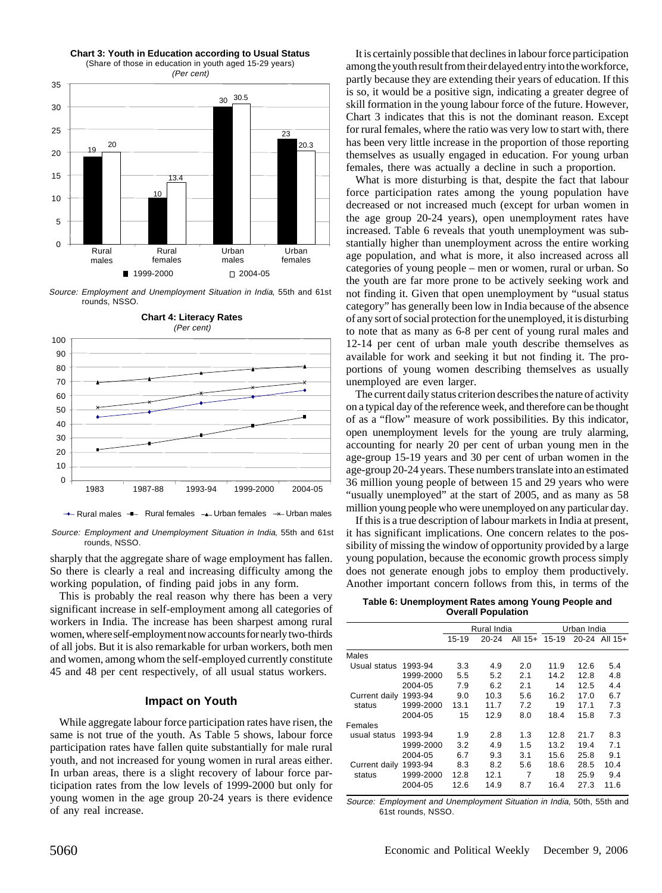**Chart 3: Youth in Education according to Usual Status**
(Share of those in education in youth aged 15-29 years)
*(Per cent)*

| | 1999-2000 | 2004-05 |
|---|---|---|
| Rural males | 19 | 20 |
| Rural females | 10 | 13.4 |
| Urban males | 30 | 30.5 |
| Urban females | 23 | 20.3 |

*Source: Employment and Unemployment Situation in India*, 55th and 61st rounds, NSSO.

**Chart 4: Literacy Rates**
*(Per cent)*

Rural males, Rural females, Urban females, Urban males — 1983, 1987-88, 1993-94, 1999-2000, 2004-05

*Source: Employment and Unemployment Situation in India*, 55th and 61st rounds, NSSO.

sharply that the aggregate share of wage employment has fallen. So there is clearly a real and increasing difficulty among the working population, of finding paid jobs in any form.

This is probably the real reason why there has been a very significant increase in self-employment among all categories of workers in India. The increase has been sharpest among rural women, where self-employment now accounts for nearly two-thirds of all jobs. But it is also remarkable for urban workers, both men and women, among whom the self-employed currently constitute 45 and 48 per cent respectively, of all usual status workers.

## Impact on Youth

While aggregate labour force participation rates have risen, the same is not true of the youth. As Table 5 shows, labour force participation rates have fallen quite substantially for male rural youth, and not increased for young women in rural areas either. In urban areas, there is a slight recovery of labour force participation rates from the low levels of 1999-2000 but only for young women in the age group 20-24 years is there evidence of any real increase.

It is certainly possible that declines in labour force participation among the youth result from their delayed entry into the workforce, partly because they are extending their years of education. If this is so, it would be a positive sign, indicating a greater degree of skill formation in the young labour force of the future. However, Chart 3 indicates that this is not the dominant reason. Except for rural females, where the ratio was very low to start with, there has been very little increase in the proportion of those reporting themselves as usually engaged in education. For young urban females, there was actually a decline in such a proportion.

What is more disturbing is that, despite the fact that labour force participation rates among the young population have decreased or not increased much (except for urban women in the age group 20-24 years), open unemployment rates have increased. Table 6 reveals that youth unemployment was substantially higher than unemployment across the entire working age population, and what is more, it also increased across all categories of young people – men or women, rural or urban. So the youth are far more prone to be actively seeking work and not finding it. Given that open unemployment by "usual status category" has generally been low in India because of the absence of any sort of social protection for the unemployed, it is disturbing to note that as many as 6-8 per cent of young rural males and 12-14 per cent of urban male youth describe themselves as available for work and seeking it but not finding it. The proportions of young women describing themselves as usually unemployed are even larger.

The current daily status criterion describes the nature of activity on a typical day of the reference week, and therefore can be thought of as a "flow" measure of work possibilities. By this indicator, open unemployment levels for the young are truly alarming, accounting for nearly 20 per cent of urban young men in the age-group 15-19 years and 30 per cent of urban women in the age-group 20-24 years. These numbers translate into an estimated 36 million young people of between 15 and 29 years who were "usually unemployed" at the start of 2005, and as many as 58 million young people who were unemployed on any particular day.

If this is a true description of labour markets in India at present, it has significant implications. One concern relates to the possibility of missing the window of opportunity provided by a large young population, because the economic growth process simply does not generate enough jobs to employ them productively. Another important concern follows from this, in terms of the

**Table 6: Unemployment Rates among Young People and Overall Population**

| | | Rural India | | | Urban India | | |
|---|---|---|---|---|---|---|---|
| | | 15-19 | 20-24 | All 15+ | 15-19 | 20-24 | All 15+ |
| Males | | | | | | | |
| Usual status | 1993-94 | 3.3 | 4.9 | 2.0 | 11.9 | 12.6 | 5.4 |
| | 1999-2000 | 5.5 | 5.2 | 2.1 | 14.2 | 12.8 | 4.8 |
| | 2004-05 | 7.9 | 6.2 | 2.1 | 14 | 12.5 | 4.4 |
| Current daily status | 1993-94 | 9.0 | 10.3 | 5.6 | 16.2 | 17.0 | 6.7 |
| | 1999-2000 | 13.1 | 11.7 | 7.2 | 19 | 17.1 | 7.3 |
| | 2004-05 | 15 | 12.9 | 8.0 | 18.4 | 15.8 | 7.3 |
| Females | | | | | | | |
| usual status | 1993-94 | 1.9 | 2.8 | 1.3 | 12.8 | 21.7 | 8.3 |
| | 1999-2000 | 3.2 | 4.9 | 1.5 | 13.2 | 19.4 | 7.1 |
| | 2004-05 | 6.7 | 9.3 | 3.1 | 15.6 | 25.8 | 9.1 |
| Current daily status | 1993-94 | 8.3 | 8.2 | 5.6 | 18.6 | 28.5 | 10.4 |
| | 1999-2000 | 12.8 | 12.1 | 7 | 18 | 25.9 | 9.4 |
| | 2004-05 | 12.6 | 14.9 | 8.7 | 16.4 | 27.3 | 11.6 |

*Source: Employment and Unemployment Situation in India*, 50th, 55th and 61st rounds, NSSO.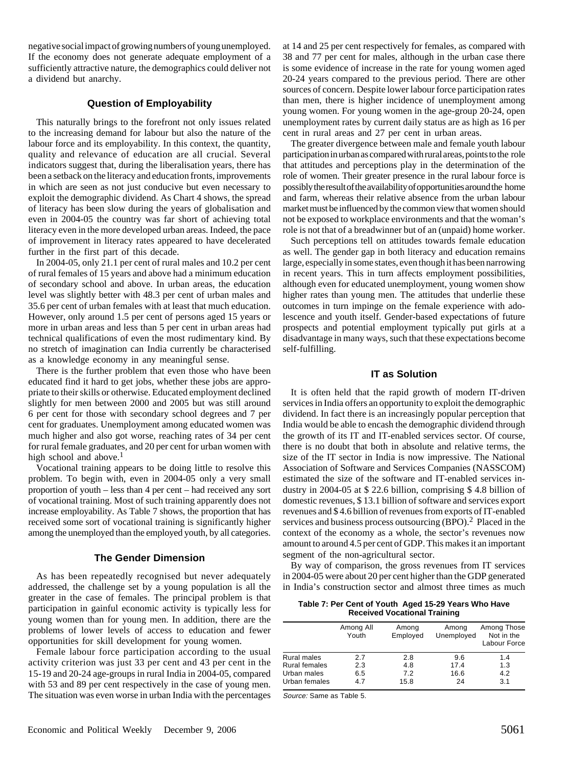negative social impact of growing numbers of young unemployed. If the economy does not generate adequate employment of a sufficiently attractive nature, the demographics could deliver not a dividend but anarchy.

### Question of Employability

This naturally brings to the forefront not only issues related to the increasing demand for labour but also the nature of the labour force and its employability. In this context, the quantity, quality and relevance of education are all crucial. Several indicators suggest that, during the liberalisation years, there has been a setback on the literacy and education fronts, improvements in which are seen as not just conducive but even necessary to exploit the demographic dividend. As Chart 4 shows, the spread of literacy has been slow during the years of globalisation and even in 2004-05 the country was far short of achieving total literacy even in the more developed urban areas. Indeed, the pace of improvement in literacy rates appeared to have decelerated further in the first part of this decade.

In 2004-05, only 21.1 per cent of rural males and 10.2 per cent of rural females of 15 years and above had a minimum education of secondary school and above. In urban areas, the education level was slightly better with 48.3 per cent of urban males and 35.6 per cent of urban females with at least that much education. However, only around 1.5 per cent of persons aged 15 years or more in urban areas and less than 5 per cent in urban areas had technical qualifications of even the most rudimentary kind. By no stretch of imagination can India currently be characterised as a knowledge economy in any meaningful sense.

There is the further problem that even those who have been educated find it hard to get jobs, whether these jobs are appropriate to their skills or otherwise. Educated employment declined slightly for men between 2000 and 2005 but was still around 6 per cent for those with secondary school degrees and 7 per cent for graduates. Unemployment among educated women was much higher and also got worse, reaching rates of 34 per cent for rural female graduates, and 20 per cent for urban women with high school and above.[1]

Vocational training appears to be doing little to resolve this problem. To begin with, even in 2004-05 only a very small proportion of youth – less than 4 per cent – had received any sort of vocational training. Most of such training apparently does not increase employability. As Table 7 shows, the proportion that has received some sort of vocational training is significantly higher among the unemployed than the employed youth, by all categories.

### The Gender Dimension

As has been repeatedly recognised but never adequately addressed, the challenge set by a young population is all the greater in the case of females. The principal problem is that participation in gainful economic activity is typically less for young women than for young men. In addition, there are the problems of lower levels of access to education and fewer opportunities for skill development for young women.

Female labour force participation according to the usual activity criterion was just 33 per cent and 43 per cent in the 15-19 and 20-24 age-groups in rural India in 2004-05, compared with 53 and 89 per cent respectively in the case of young men. The situation was even worse in urban India with the percentages at 14 and 25 per cent respectively for females, as compared with 38 and 77 per cent for males, although in the urban case there is some evidence of increase in the rate for young women aged 20-24 years compared to the previous period. There are other sources of concern. Despite lower labour force participation rates than men, there is higher incidence of unemployment among young women. For young women in the age-group 20-24, open unemployment rates by current daily status are as high as 16 per cent in rural areas and 27 per cent in urban areas.

The greater divergence between male and female youth labour participation in urban as compared with rural areas, points to the role that attitudes and perceptions play in the determination of the role of women. Their greater presence in the rural labour force is possibly the result of the availability of opportunities around the home and farm, whereas their relative absence from the urban labour market must be influenced by the common view that women should not be exposed to workplace environments and that the woman's role is not that of a breadwinner but of an (unpaid) home worker.

Such perceptions tell on attitudes towards female education as well. The gender gap in both literacy and education remains large, especially in some states, even though it has been narrowing in recent years. This in turn affects employment possibilities, although even for educated unemployment, young women show higher rates than young men. The attitudes that underlie these outcomes in turn impinge on the female experience with adolescence and youth itself. Gender-based expectations of future prospects and potential employment typically put girls at a disadvantage in many ways, such that these expectations become self-fulfilling.

### IT as Solution

It is often held that the rapid growth of modern IT-driven services in India offers an opportunity to exploit the demographic dividend. In fact there is an increasingly popular perception that India would be able to encash the demographic dividend through the growth of its IT and IT-enabled services sector. Of course, there is no doubt that both in absolute and relative terms, the size of the IT sector in India is now impressive. The National Association of Software and Services Companies (NASSCOM) estimated the size of the software and IT-enabled services industry in 2004-05 at $ 22.6 billion, comprising $ 4.8 billion of domestic revenues, $ 13.1 billion of software and services export revenues and $ 4.6 billion of revenues from exports of IT-enabled services and business process outsourcing (BPO).[2] Placed in the context of the economy as a whole, the sector's revenues now amount to around 4.5 per cent of GDP. This makes it an important segment of the non-agricultural sector.

By way of comparison, the gross revenues from IT services in 2004-05 were about 20 per cent higher than the GDP generated in India's construction sector and almost three times as much

**Table 7: Per Cent of Youth Aged 15-29 Years Who Have Received Vocational Training**

| | Among All Youth | Among Employed | Among Unemployed | Among Those Not in the Labour Force |
|---|---|---|---|---|
| Rural males | 2.7 | 2.8 | 9.6 | 1.4 |
| Rural females | 2.3 | 4.8 | 17.4 | 1.3 |
| Urban males | 6.5 | 7.2 | 16.6 | 4.2 |
| Urban females | 4.7 | 15.8 | 24 | 3.1 |

*Source:* Same as Table 5.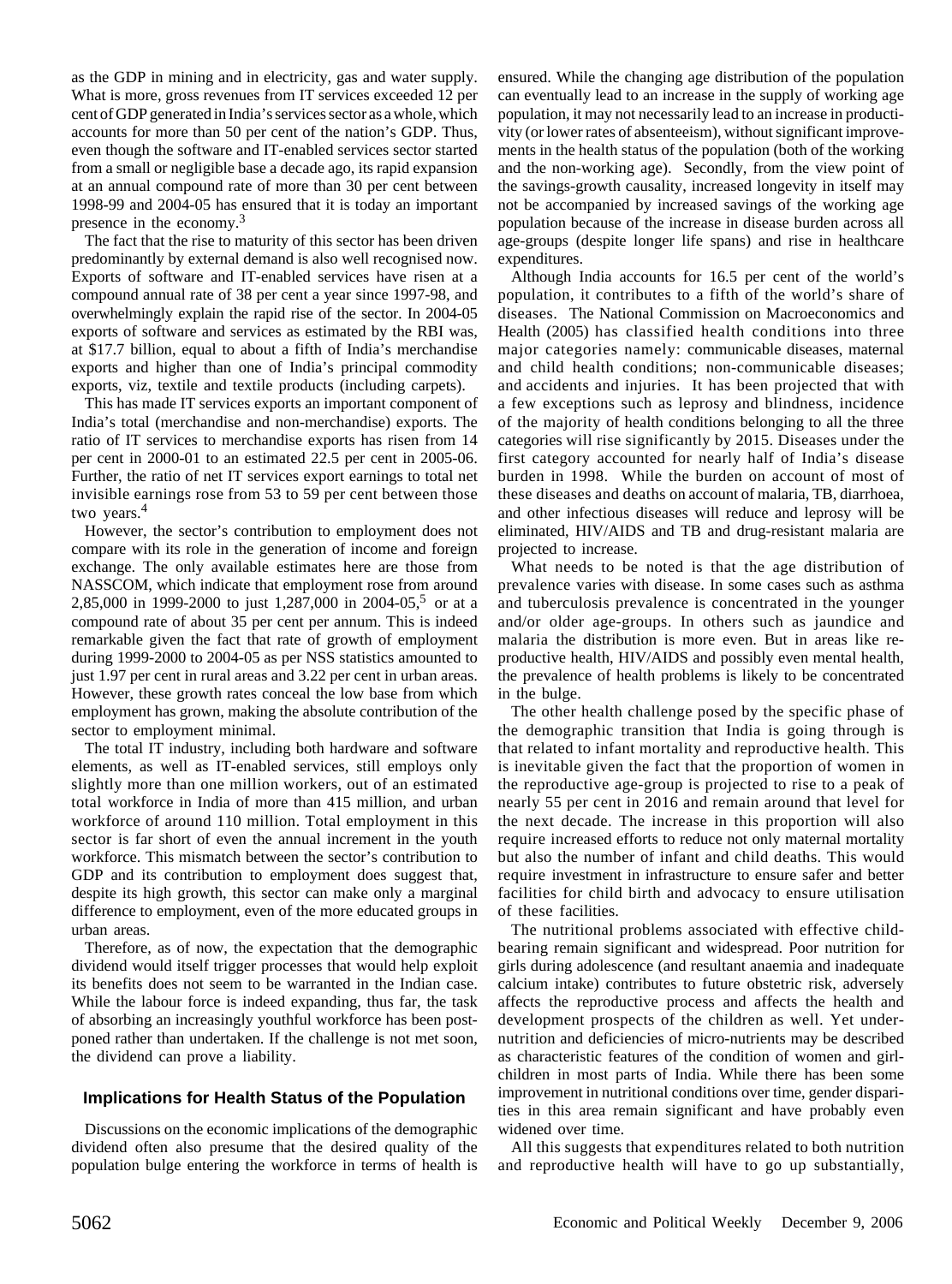as the GDP in mining and in electricity, gas and water supply. What is more, gross revenues from IT services exceeded 12 per cent of GDP generated in India's services sector as a whole, which accounts for more than 50 per cent of the nation's GDP. Thus, even though the software and IT-enabled services sector started from a small or negligible base a decade ago, its rapid expansion at an annual compound rate of more than 30 per cent between 1998-99 and 2004-05 has ensured that it is today an important presence in the economy.[3]

The fact that the rise to maturity of this sector has been driven predominantly by external demand is also well recognised now. Exports of software and IT-enabled services have risen at a compound annual rate of 38 per cent a year since 1997-98, and overwhelmingly explain the rapid rise of the sector. In 2004-05 exports of software and services as estimated by the RBI was, at $17.7 billion, equal to about a fifth of India's merchandise exports and higher than one of India's principal commodity exports, viz, textile and textile products (including carpets).

This has made IT services exports an important component of India's total (merchandise and non-merchandise) exports. The ratio of IT services to merchandise exports has risen from 14 per cent in 2000-01 to an estimated 22.5 per cent in 2005-06. Further, the ratio of net IT services export earnings to total net invisible earnings rose from 53 to 59 per cent between those two years.[4]

However, the sector's contribution to employment does not compare with its role in the generation of income and foreign exchange. The only available estimates here are those from NASSCOM, which indicate that employment rose from around 2,85,000 in 1999-2000 to just 1,287,000 in 2004-05,[5] or at a compound rate of about 35 per cent per annum. This is indeed remarkable given the fact that rate of growth of employment during 1999-2000 to 2004-05 as per NSS statistics amounted to just 1.97 per cent in rural areas and 3.22 per cent in urban areas. However, these growth rates conceal the low base from which employment has grown, making the absolute contribution of the sector to employment minimal.

The total IT industry, including both hardware and software elements, as well as IT-enabled services, still employs only slightly more than one million workers, out of an estimated total workforce in India of more than 415 million, and urban workforce of around 110 million. Total employment in this sector is far short of even the annual increment in the youth workforce. This mismatch between the sector's contribution to GDP and its contribution to employment does suggest that, despite its high growth, this sector can make only a marginal difference to employment, even of the more educated groups in urban areas.

Therefore, as of now, the expectation that the demographic dividend would itself trigger processes that would help exploit its benefits does not seem to be warranted in the Indian case. While the labour force is indeed expanding, thus far, the task of absorbing an increasingly youthful workforce has been postponed rather than undertaken. If the challenge is not met soon, the dividend can prove a liability.

## Implications for Health Status of the Population

Discussions on the economic implications of the demographic dividend often also presume that the desired quality of the population bulge entering the workforce in terms of health is ensured. While the changing age distribution of the population can eventually lead to an increase in the supply of working age population, it may not necessarily lead to an increase in productivity (or lower rates of absenteeism), without significant improvements in the health status of the population (both of the working and the non-working age). Secondly, from the view point of the savings-growth causality, increased longevity in itself may not be accompanied by increased savings of the working age population because of the increase in disease burden across all age-groups (despite longer life spans) and rise in healthcare expenditures.

Although India accounts for 16.5 per cent of the world's population, it contributes to a fifth of the world's share of diseases. The National Commission on Macroeconomics and Health (2005) has classified health conditions into three major categories namely: communicable diseases, maternal and child health conditions; non-communicable diseases; and accidents and injuries. It has been projected that with a few exceptions such as leprosy and blindness, incidence of the majority of health conditions belonging to all the three categories will rise significantly by 2015. Diseases under the first category accounted for nearly half of India's disease burden in 1998. While the burden on account of most of these diseases and deaths on account of malaria, TB, diarrhoea, and other infectious diseases will reduce and leprosy will be eliminated, HIV/AIDS and TB and drug-resistant malaria are projected to increase.

What needs to be noted is that the age distribution of prevalence varies with disease. In some cases such as asthma and tuberculosis prevalence is concentrated in the younger and/or older age-groups. In others such as jaundice and malaria the distribution is more even. But in areas like reproductive health, HIV/AIDS and possibly even mental health, the prevalence of health problems is likely to be concentrated in the bulge.

The other health challenge posed by the specific phase of the demographic transition that India is going through is that related to infant mortality and reproductive health. This is inevitable given the fact that the proportion of women in the reproductive age-group is projected to rise to a peak of nearly 55 per cent in 2016 and remain around that level for the next decade. The increase in this proportion will also require increased efforts to reduce not only maternal mortality but also the number of infant and child deaths. This would require investment in infrastructure to ensure safer and better facilities for child birth and advocacy to ensure utilisation of these facilities.

The nutritional problems associated with effective child-bearing remain significant and widespread. Poor nutrition for girls during adolescence (and resultant anaemia and inadequate calcium intake) contributes to future obstetric risk, adversely affects the reproductive process and affects the health and development prospects of the children as well. Yet under-nutrition and deficiencies of micro-nutrients may be described as characteristic features of the condition of women and girl-children in most parts of India. While there has been some improvement in nutritional conditions over time, gender disparities in this area remain significant and have probably even widened over time.

All this suggests that expenditures related to both nutrition and reproductive health will have to go up substantially,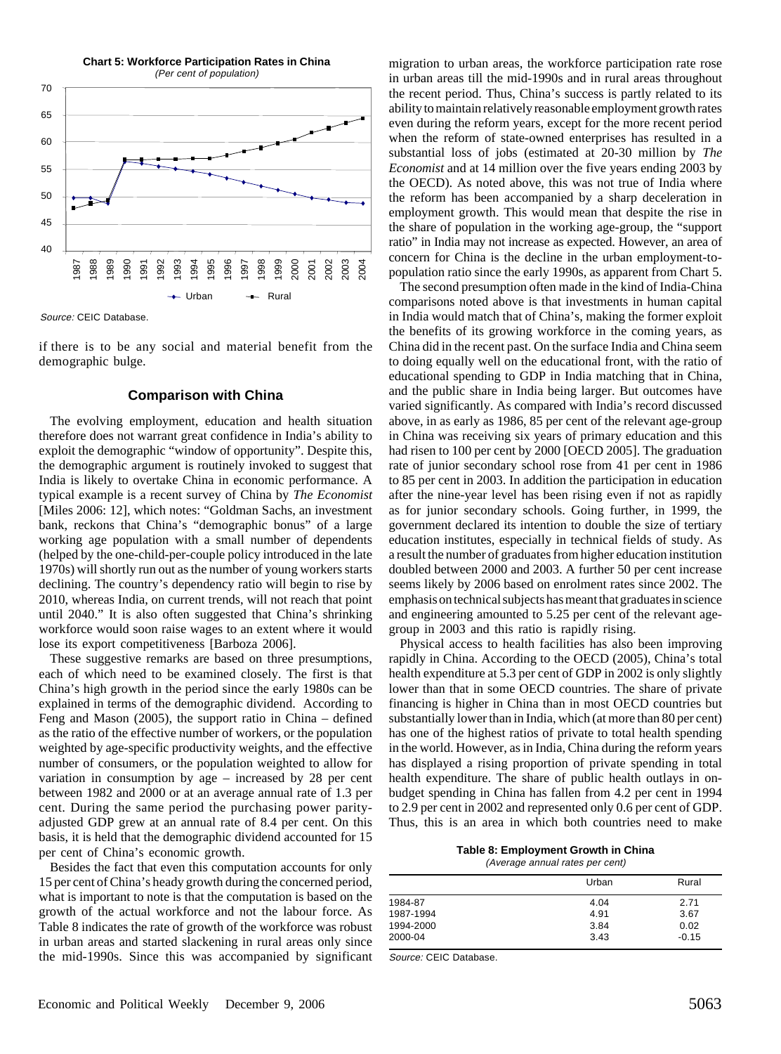**Chart 5: Workforce Participation Rates in China**

*(Per cent of population)*

*Source:* CEIC Database.

if there is to be any social and material benefit from the demographic bulge.

## Comparison with China

The evolving employment, education and health situation therefore does not warrant great confidence in India's ability to exploit the demographic "window of opportunity". Despite this, the demographic argument is routinely invoked to suggest that India is likely to overtake China in economic performance. A typical example is a recent survey of China by *The Economist* [Miles 2006: 12], which notes: "Goldman Sachs, an investment bank, reckons that China's "demographic bonus" of a large working age population with a small number of dependents (helped by the one-child-per-couple policy introduced in the late 1970s) will shortly run out as the number of young workers starts declining. The country's dependency ratio will begin to rise by 2010, whereas India, on current trends, will not reach that point until 2040." It is also often suggested that China's shrinking workforce would soon raise wages to an extent where it would lose its export competitiveness [Barboza 2006].

These suggestive remarks are based on three presumptions, each of which need to be examined closely. The first is that China's high growth in the period since the early 1980s can be explained in terms of the demographic dividend. According to Feng and Mason (2005), the support ratio in China – defined as the ratio of the effective number of workers, or the population weighted by age-specific productivity weights, and the effective number of consumers, or the population weighted to allow for variation in consumption by age – increased by 28 per cent between 1982 and 2000 or at an average annual rate of 1.3 per cent. During the same period the purchasing power parity-adjusted GDP grew at an annual rate of 8.4 per cent. On this basis, it is held that the demographic dividend accounted for 15 per cent of China's economic growth.

Besides the fact that even this computation accounts for only 15 per cent of China's heady growth during the concerned period, what is important to note is that the computation is based on the growth of the actual workforce and not the labour force. As Table 8 indicates the rate of growth of the workforce was robust in urban areas and started slackening in rural areas only since the mid-1990s. Since this was accompanied by significant migration to urban areas, the workforce participation rate rose in urban areas till the mid-1990s and in rural areas throughout the recent period. Thus, China's success is partly related to its ability to maintain relatively reasonable employment growth rates even during the reform years, except for the more recent period when the reform of state-owned enterprises has resulted in a substantial loss of jobs (estimated at 20-30 million by *The Economist* and at 14 million over the five years ending 2003 by the OECD). As noted above, this was not true of India where the reform has been accompanied by a sharp deceleration in employment growth. This would mean that despite the rise in the share of population in the working age-group, the "support ratio" in India may not increase as expected. However, an area of concern for China is the decline in the urban employment-to-population ratio since the early 1990s, as apparent from Chart 5.

The second presumption often made in the kind of India-China comparisons noted above is that investments in human capital in India would match that of China's, making the former exploit the benefits of its growing workforce in the coming years, as China did in the recent past. On the surface India and China seem to doing equally well on the educational front, with the ratio of educational spending to GDP in India matching that in China, and the public share in India being larger. But outcomes have varied significantly. As compared with India's record discussed above, in as early as 1986, 85 per cent of the relevant age-group in China was receiving six years of primary education and this had risen to 100 per cent by 2000 [OECD 2005]. The graduation rate of junior secondary school rose from 41 per cent in 1986 to 85 per cent in 2003. In addition the participation in education after the nine-year level has been rising even if not as rapidly as for junior secondary schools. Going further, in 1999, the government declared its intention to double the size of tertiary education institutes, especially in technical fields of study. As a result the number of graduates from higher education institution doubled between 2000 and 2003. A further 50 per cent increase seems likely by 2006 based on enrolment rates since 2002. The emphasis on technical subjects has meant that graduates in science and engineering amounted to 5.25 per cent of the relevant age-group in 2003 and this ratio is rapidly rising.

Physical access to health facilities has also been improving rapidly in China. According to the OECD (2005), China's total health expenditure at 5.3 per cent of GDP in 2002 is only slightly lower than that in some OECD countries. The share of private financing is higher in China than in most OECD countries but substantially lower than in India, which (at more than 80 per cent) has one of the highest ratios of private to total health spending in the world. However, as in India, China during the reform years has displayed a rising proportion of private spending in total health expenditure. The share of public health outlays in on-budget spending in China has fallen from 4.2 per cent in 1994 to 2.9 per cent in 2002 and represented only 0.6 per cent of GDP. Thus, this is an area in which both countries need to make

**Table 8: Employment Growth in China**

*(Average annual rates per cent)*

| | Urban | Rural |
|---|---|---|
| 1984-87 | 4.04 | 2.71 |
| 1987-1994 | 4.91 | 3.67 |
| 1994-2000 | 3.84 | 0.02 |
| 2000-04 | 3.43 | -0.15 |

*Source:* CEIC Database.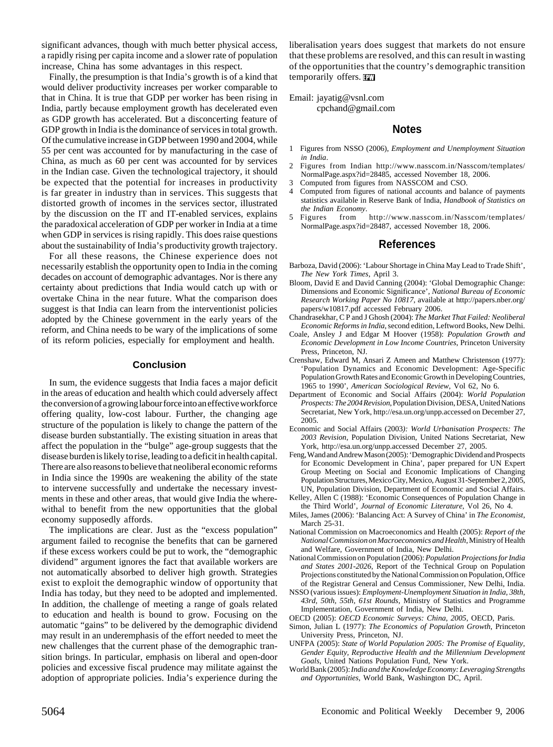significant advances, though with much better physical access, a rapidly rising per capita income and a slower rate of population increase, China has some advantages in this respect.

Finally, the presumption is that India's growth is of a kind that would deliver productivity increases per worker comparable to that in China. It is true that GDP per worker has been rising in India, partly because employment growth has decelerated even as GDP growth has accelerated. But a disconcerting feature of GDP growth in India is the dominance of services in total growth. Of the cumulative increase in GDP between 1990 and 2004, while 55 per cent was accounted for by manufacturing in the case of China, as much as 60 per cent was accounted for by services in the Indian case. Given the technological trajectory, it should be expected that the potential for increases in productivity is far greater in industry than in services. This suggests that distorted growth of incomes in the services sector, illustrated by the discussion on the IT and IT-enabled services, explains the paradoxical acceleration of GDP per worker in India at a time when GDP in services is rising rapidly. This does raise questions about the sustainability of India's productivity growth trajectory.

For all these reasons, the Chinese experience does not necessarily establish the opportunity open to India in the coming decades on account of demographic advantages. Nor is there any certainty about predictions that India would catch up with or overtake China in the near future. What the comparison does suggest is that India can learn from the interventionist policies adopted by the Chinese government in the early years of the reform, and China needs to be wary of the implications of some of its reform policies, especially for employment and health.

## Conclusion

In sum, the evidence suggests that India faces a major deficit in the areas of education and health which could adversely affect the conversion of a growing labour force into an effective workforce offering quality, low-cost labour. Further, the changing age structure of the population is likely to change the pattern of the disease burden substantially. The existing situation in areas that affect the population in the "bulge" age-group suggests that the disease burden is likely to rise, leading to a deficit in health capital. There are also reasons to believe that neoliberal economic reforms in India since the 1990s are weakening the ability of the state to intervene successfully and undertake the necessary investments in these and other areas, that would give India the wherewithal to benefit from the new opportunities that the global economy supposedly affords.

The implications are clear. Just as the "excess population" argument failed to recognise the benefits that can be garnered if these excess workers could be put to work, the "demographic dividend" argument ignores the fact that available workers are not automatically absorbed to deliver high growth. Strategies exist to exploit the demographic window of opportunity that India has today, but they need to be adopted and implemented. In addition, the challenge of meeting a range of goals related to education and health is bound to grow. Focusing on the automatic "gains" to be delivered by the demographic dividend may result in an underemphasis of the effort needed to meet the new challenges that the current phase of the demographic transition brings. In particular, emphasis on liberal and open-door policies and excessive fiscal prudence may militate against the adoption of appropriate policies. India's experience during the liberalisation years does suggest that markets do not ensure that these problems are resolved, and this can result in wasting of the opportunities that the country's demographic transition temporarily offers. EPW

Email: jayatig@vsnl.com
cpchand@gmail.com

## Notes

1 Figures from NSSO (2006), *Employment and Unemployment Situation in India*.
2 Figures from Indian http://www.nasscom.in/Nasscom/templates/NormalPage.aspx?id=28485, accessed November 18, 2006.
3 Computed from figures from NASSCOM and CSO.
4 Computed from figures of national accounts and balance of payments statistics available in Reserve Bank of India, *Handbook of Statistics on the Indian Economy*.
5 Figures from http://www.nasscom.in/Nasscom/templates/NormalPage.aspx?id=28487, accessed November 18, 2006.

## References

Barboza, David (2006): 'Labour Shortage in China May Lead to Trade Shift', *The New York Times*, April 3.

Bloom, David E and David Canning (2004): 'Global Demographic Change: Dimensions and Economic Significance', *National Bureau of Economic Research Working Paper No 10817*, available at http://papers.nber.org/papers/w10817.pdf accessed February 2006.

Chandrasekhar, C P and J Ghosh (2004): *The Market That Failed: Neoliberal Economic Reforms in India*, second edition, Leftword Books, New Delhi.

Coale, Ansley J and Edgar M Hoover (1958): *Population Growth and Economic Development in Low Income Countries*, Princeton University Press, Princeton, NJ.

Crenshaw, Edward M, Ansari Z Ameen and Matthew Christenson (1977): 'Population Dynamics and Economic Development: Age-Specific Population Growth Rates and Economic Growth in Developing Countries, 1965 to 1990', *American Sociological Review*, Vol 62, No 6.

Department of Economic and Social Affairs (2004): *World Population Prospects: The 2004 Revision*, Population Division, DESA, United Nations Secretariat, New York, http://esa.un.org/unpp.accessed on December 27, 2005.

Economic and Social Affairs (2003*): World Urbanisation Prospects: The 2003 Revision*, Population Division, United Nations Secretariat, New York, http://esa.un.org/unpp.accessed December 27, 2005.

Feng, Wand and Andrew Mason (2005): 'Demographic Dividend and Prospects for Economic Development in China', paper prepared for UN Expert Group Meeting on Social and Economic Implications of Changing Population Structures, Mexico City, Mexico, August 31-September 2, 2005, UN, Population Division, Department of Economic and Social Affairs.

Kelley, Allen C (1988): 'Economic Consequences of Population Change in the Third World', *Journal of Economic Literature*, Vol 26, No 4.

Miles, James (2006): 'Balancing Act: A Survey of China' in *The Economist*, March 25-31.

National Commission on Macroeconomics and Health (2005): *Report of the National Commission on Macroeconomics and Health*, Ministry of Health and Welfare, Government of India, New Delhi.

National Commission on Population (2006): *Population Projections for India and States 2001-2026*, Report of the Technical Group on Population Projections constituted by the National Commission on Population, Office of the Registrar General and Census Commissioner, New Delhi, India.

NSSO (various issues): *Employment-Unemployment Situation in India, 38th, 43rd, 50th, 55th, 61st Rounds*, Ministry of Statistics and Programme Implementation, Government of India, New Delhi.

OECD (2005): *OECD Economic Surveys: China, 2005*, OECD, Paris.

Simon, Julian L (1977): *The Economics of Population Growth*, Princeton University Press, Princeton, NJ.

UNFPA (2005): *State of World Population 2005: The Promise of Equality, Gender Equity, Reproductive Health and the Millennium Development Goals*, United Nations Population Fund, New York.

World Bank (2005): *India and the Knowledge Economy: Leveraging Strengths and Opportunities*, World Bank, Washington DC, April.